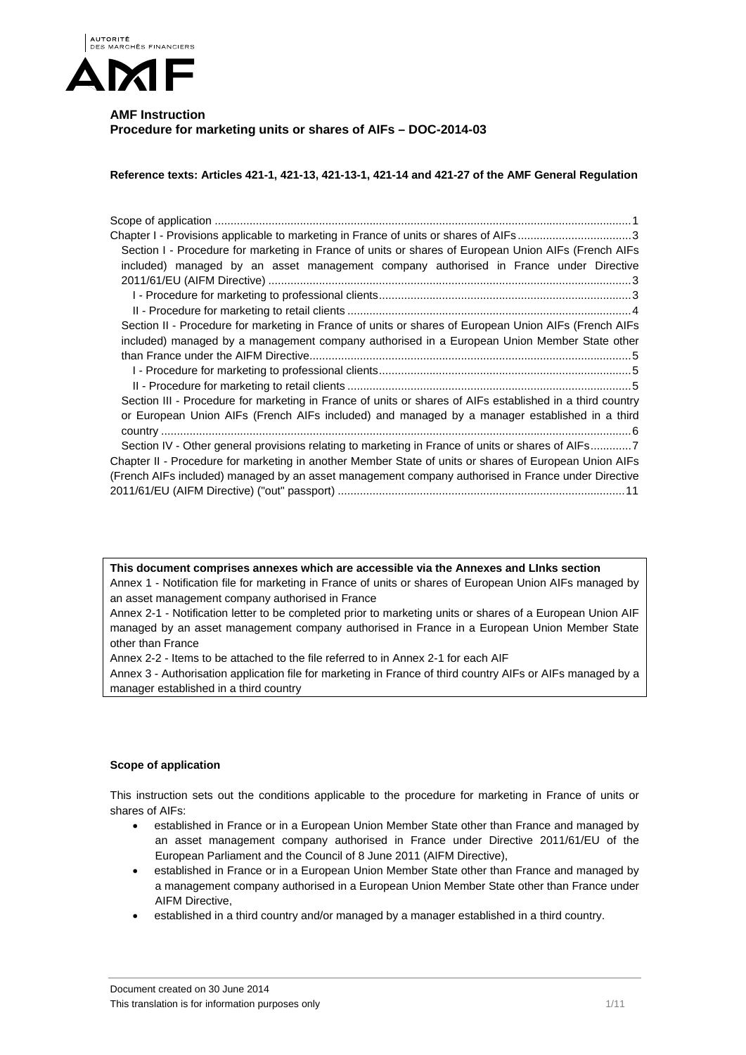**AMF Instruction**
**Procedure for marketing units or shares of AIFs – DOC-2014-03**

**Reference texts: Articles 421-1, 421-13, 421-13-1, 421-14 and 421-27 of the AMF General Regulation**

Scope of application ........................................................................................................................1
Chapter I - Provisions applicable to marketing in France of units or shares of AIFs ....................................3
 Section I - Procedure for marketing in France of units or shares of European Union AIFs (French AIFs included) managed by an asset management company authorised in France under Directive 2011/61/EU (AIFM Directive) ..................................................................................................3
  I - Procedure for marketing to professional clients...............................................................................3
  II - Procedure for marketing to retail clients .........................................................................................4
 Section II - Procedure for marketing in France of units or shares of European Union AIFs (French AIFs included) managed by a management company authorised in a European Union Member State other than France under the AIFM Directive.....................................................................................................5
  I - Procedure for marketing to professional clients...............................................................................5
  II - Procedure for marketing to retail clients .........................................................................................5
 Section III - Procedure for marketing in France of units or shares of AIFs established in a third country or European Union AIFs (French AIFs included) and managed by a manager established in a third country ....................................................................................................................................6
 Section IV - Other general provisions relating to marketing in France of units or shares of AIFs.............7
Chapter II - Procedure for marketing in another Member State of units or shares of European Union AIFs (French AIFs included) managed by an asset management company authorised in France under Directive 2011/61/EU (AIFM Directive) ("out" passport) ..........................................................................................11

**This document comprises annexes which are accessible via the Annexes and LInks section**

Annex 1 - Notification file for marketing in France of units or shares of European Union AIFs managed by an asset management company authorised in France

Annex 2-1 - Notification letter to be completed prior to marketing units or shares of a European Union AIF managed by an asset management company authorised in France in a European Union Member State other than France

Annex 2-2 - Items to be attached to the file referred to in Annex 2-1 for each AIF

Annex 3 - Authorisation application file for marketing in France of third country AIFs or AIFs managed by a manager established in a third country

## Scope of application

This instruction sets out the conditions applicable to the procedure for marketing in France of units or shares of AIFs:

- established in France or in a European Union Member State other than France and managed by an asset management company authorised in France under Directive 2011/61/EU of the European Parliament and the Council of 8 June 2011 (AIFM Directive),
- established in France or in a European Union Member State other than France and managed by a management company authorised in a European Union Member State other than France under AIFM Directive,
- established in a third country and/or managed by a manager established in a third country.

Document created on 30 June 2014
This translation is for information purposes only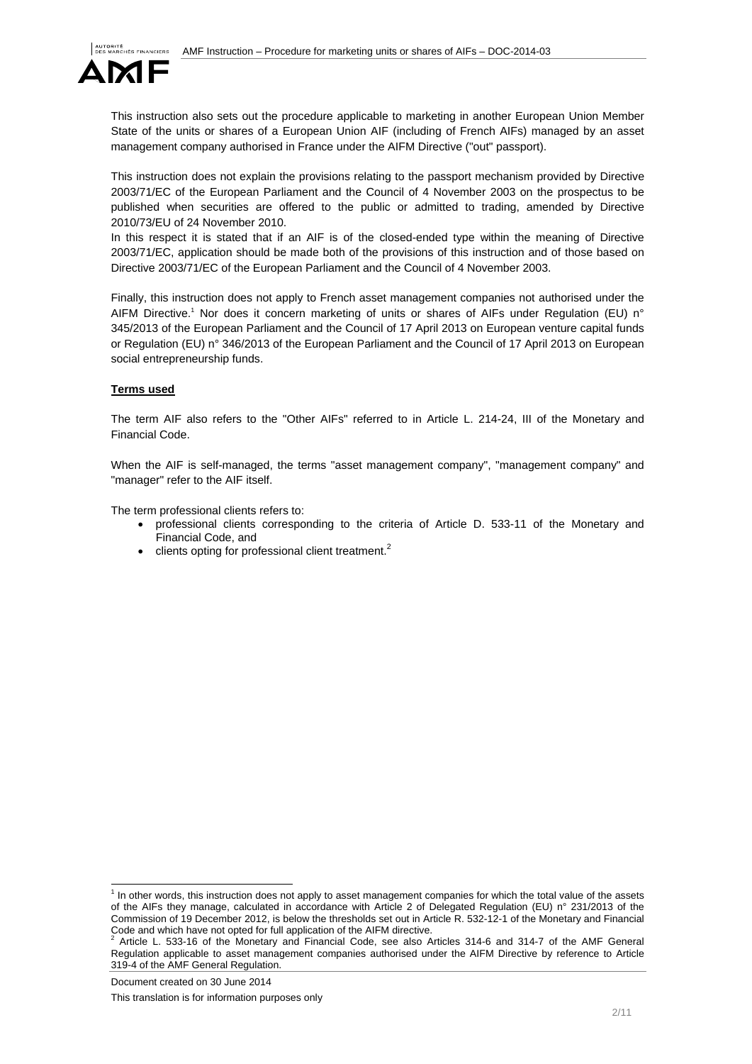This instruction also sets out the procedure applicable to marketing in another European Union Member State of the units or shares of a European Union AIF (including of French AIFs) managed by an asset management company authorised in France under the AIFM Directive ("out" passport).

This instruction does not explain the provisions relating to the passport mechanism provided by Directive 2003/71/EC of the European Parliament and the Council of 4 November 2003 on the prospectus to be published when securities are offered to the public or admitted to trading, amended by Directive 2010/73/EU of 24 November 2010.
In this respect it is stated that if an AIF is of the closed-ended type within the meaning of Directive 2003/71/EC, application should be made both of the provisions of this instruction and of those based on Directive 2003/71/EC of the European Parliament and the Council of 4 November 2003.

Finally, this instruction does not apply to French asset management companies not authorised under the AIFM Directive.[1] Nor does it concern marketing of units or shares of AIFs under Regulation (EU) n° 345/2013 of the European Parliament and the Council of 17 April 2013 on European venture capital funds or Regulation (EU) n° 346/2013 of the European Parliament and the Council of 17 April 2013 on European social entrepreneurship funds.

**Terms used**

The term AIF also refers to the "Other AIFs" referred to in Article L. 214-24, III of the Monetary and Financial Code.

When the AIF is self-managed, the terms "asset management company", "management company" and "manager" refer to the AIF itself.

The term professional clients refers to:

- professional clients corresponding to the criteria of Article D. 533-11 of the Monetary and Financial Code, and
- clients opting for professional client treatment.[2]

---

[1] In other words, this instruction does not apply to asset management companies for which the total value of the assets of the AIFs they manage, calculated in accordance with Article 2 of Delegated Regulation (EU) n° 231/2013 of the Commission of 19 December 2012, is below the thresholds set out in Article R. 532-12-1 of the Monetary and Financial Code and which have not opted for full application of the AIFM directive.

[2] Article L. 533-16 of the Monetary and Financial Code, see also Articles 314-6 and 314-7 of the AMF General Regulation applicable to asset management companies authorised under the AIFM Directive by reference to Article 319-4 of the AMF General Regulation.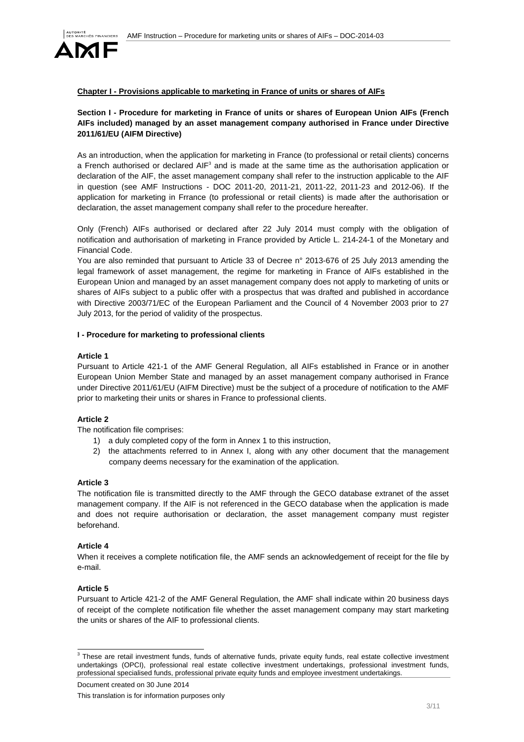**Chapter I - Provisions applicable to marketing in France of units or shares of AIFs**

**Section I - Procedure for marketing in France of units or shares of European Union AIFs (French AIFs included) managed by an asset management company authorised in France under Directive 2011/61/EU (AIFM Directive)**

As an introduction, when the application for marketing in France (to professional or retail clients) concerns a French authorised or declared AIF[3] and is made at the same time as the authorisation application or declaration of the AIF, the asset management company shall refer to the instruction applicable to the AIF in question (see AMF Instructions - DOC 2011-20, 2011-21, 2011-22, 2011-23 and 2012-06). If the application for marketing in Frrance (to professional or retail clients) is made after the authorisation or declaration, the asset management company shall refer to the procedure hereafter.

Only (French) AIFs authorised or declared after 22 July 2014 must comply with the obligation of notification and authorisation of marketing in France provided by Article L. 214-24-1 of the Monetary and Financial Code.

You are also reminded that pursuant to Article 33 of Decree n° 2013-676 of 25 July 2013 amending the legal framework of asset management, the regime for marketing in France of AIFs established in the European Union and managed by an asset management company does not apply to marketing of units or shares of AIFs subject to a public offer with a prospectus that was drafted and published in accordance with Directive 2003/71/EC of the European Parliament and the Council of 4 November 2003 prior to 27 July 2013, for the period of validity of the prospectus.

**I - Procedure for marketing to professional clients**

**Article 1**

Pursuant to Article 421-1 of the AMF General Regulation, all AIFs established in France or in another European Union Member State and managed by an asset management company authorised in France under Directive 2011/61/EU (AIFM Directive) must be the subject of a procedure of notification to the AMF prior to marketing their units or shares in France to professional clients.

**Article 2**

The notification file comprises:

1) a duly completed copy of the form in Annex 1 to this instruction,
2) the attachments referred to in Annex I, along with any other document that the management company deems necessary for the examination of the application.

**Article 3**

The notification file is transmitted directly to the AMF through the GECO database extranet of the asset management company. If the AIF is not referenced in the GECO database when the application is made and does not require authorisation or declaration, the asset management company must register beforehand.

**Article 4**

When it receives a complete notification file, the AMF sends an acknowledgement of receipt for the file by e-mail.

**Article 5**

Pursuant to Article 421-2 of the AMF General Regulation, the AMF shall indicate within 20 business days of receipt of the complete notification file whether the asset management company may start marketing the units or shares of the AIF to professional clients.

[3] These are retail investment funds, funds of alternative funds, private equity funds, real estate collective investment undertakings (OPCI), professional real estate collective investment undertakings, professional investment funds, professional specialised funds, professional private equity funds and employee investment undertakings.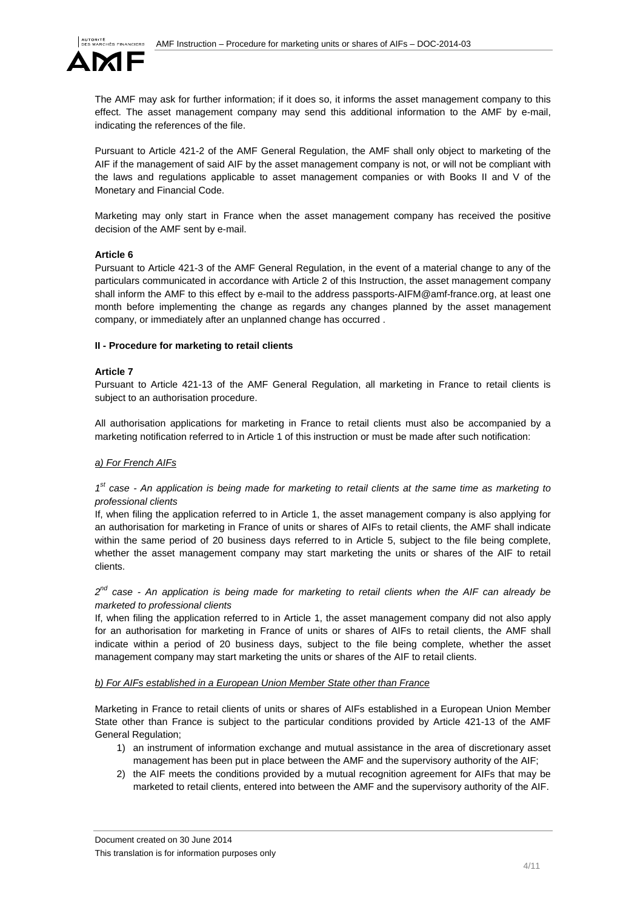The AMF may ask for further information; if it does so, it informs the asset management company to this effect. The asset management company may send this additional information to the AMF by e-mail, indicating the references of the file.

Pursuant to Article 421-2 of the AMF General Regulation, the AMF shall only object to marketing of the AIF if the management of said AIF by the asset management company is not, or will not be compliant with the laws and regulations applicable to asset management companies or with Books II and V of the Monetary and Financial Code.

Marketing may only start in France when the asset management company has received the positive decision of the AMF sent by e-mail.

**Article 6**

Pursuant to Article 421-3 of the AMF General Regulation, in the event of a material change to any of the particulars communicated in accordance with Article 2 of this Instruction, the asset management company shall inform the AMF to this effect by e-mail to the address passports-AIFM@amf-france.org, at least one month before implementing the change as regards any changes planned by the asset management company, or immediately after an unplanned change has occurred .

**II - Procedure for marketing to retail clients**

**Article 7**

Pursuant to Article 421-13 of the AMF General Regulation, all marketing in France to retail clients is subject to an authorisation procedure.

All authorisation applications for marketing in France to retail clients must also be accompanied by a marketing notification referred to in Article 1 of this instruction or must be made after such notification:

*a) For French AIFs*

*1st case - An application is being made for marketing to retail clients at the same time as marketing to professional clients*

If, when filing the application referred to in Article 1, the asset management company is also applying for an authorisation for marketing in France of units or shares of AIFs to retail clients, the AMF shall indicate within the same period of 20 business days referred to in Article 5, subject to the file being complete, whether the asset management company may start marketing the units or shares of the AIF to retail clients.

*2nd case - An application is being made for marketing to retail clients when the AIF can already be marketed to professional clients*

If, when filing the application referred to in Article 1, the asset management company did not also apply for an authorisation for marketing in France of units or shares of AIFs to retail clients, the AMF shall indicate within a period of 20 business days, subject to the file being complete, whether the asset management company may start marketing the units or shares of the AIF to retail clients.

*b) For AIFs established in a European Union Member State other than France*

Marketing in France to retail clients of units or shares of AIFs established in a European Union Member State other than France is subject to the particular conditions provided by Article 421-13 of the AMF General Regulation;

1) an instrument of information exchange and mutual assistance in the area of discretionary asset management has been put in place between the AMF and the supervisory authority of the AIF;
2) the AIF meets the conditions provided by a mutual recognition agreement for AIFs that may be marketed to retail clients, entered into between the AMF and the supervisory authority of the AIF.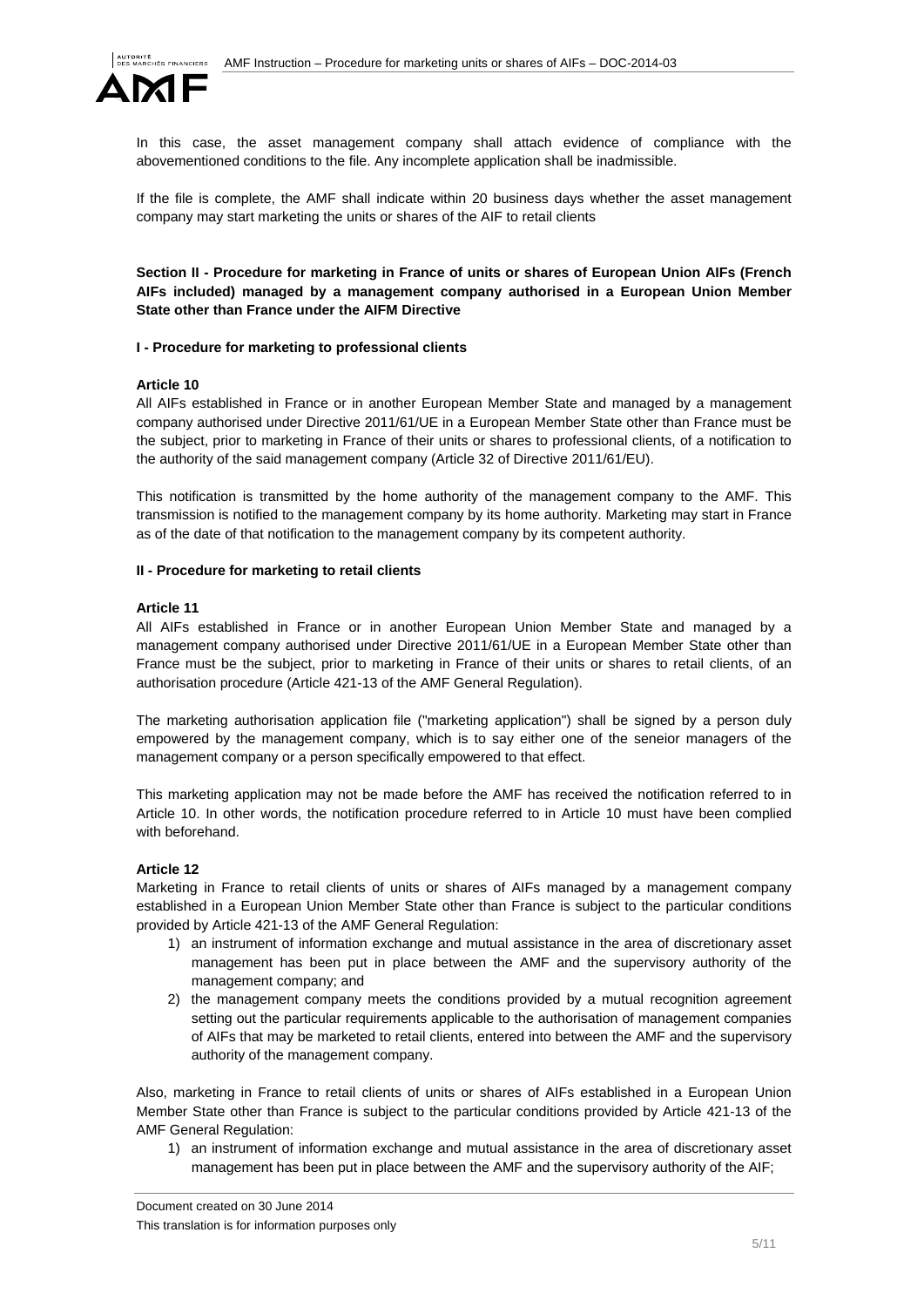In this case, the asset management company shall attach evidence of compliance with the abovementioned conditions to the file. Any incomplete application shall be inadmissible.

If the file is complete, the AMF shall indicate within 20 business days whether the asset management company may start marketing the units or shares of the AIF to retail clients

**Section II - Procedure for marketing in France of units or shares of European Union AIFs (French AIFs included) managed by a management company authorised in a European Union Member State other than France under the AIFM Directive**

**I - Procedure for marketing to professional clients**

**Article 10**

All AIFs established in France or in another European Member State and managed by a management company authorised under Directive 2011/61/UE in a European Member State other than France must be the subject, prior to marketing in France of their units or shares to professional clients, of a notification to the authority of the said management company (Article 32 of Directive 2011/61/EU).

This notification is transmitted by the home authority of the management company to the AMF. This transmission is notified to the management company by its home authority. Marketing may start in France as of the date of that notification to the management company by its competent authority.

**II - Procedure for marketing to retail clients**

**Article 11**

All AIFs established in France or in another European Union Member State and managed by a management company authorised under Directive 2011/61/UE in a European Member State other than France must be the subject, prior to marketing in France of their units or shares to retail clients, of an authorisation procedure (Article 421-13 of the AMF General Regulation).

The marketing authorisation application file ("marketing application") shall be signed by a person duly empowered by the management company, which is to say either one of the seneior managers of the management company or a person specifically empowered to that effect.

This marketing application may not be made before the AMF has received the notification referred to in Article 10. In other words, the notification procedure referred to in Article 10 must have been complied with beforehand.

**Article 12**

Marketing in France to retail clients of units or shares of AIFs managed by a management company established in a European Union Member State other than France is subject to the particular conditions provided by Article 421-13 of the AMF General Regulation:

1) an instrument of information exchange and mutual assistance in the area of discretionary asset management has been put in place between the AMF and the supervisory authority of the management company; and
2) the management company meets the conditions provided by a mutual recognition agreement setting out the particular requirements applicable to the authorisation of management companies of AIFs that may be marketed to retail clients, entered into between the AMF and the supervisory authority of the management company.

Also, marketing in France to retail clients of units or shares of AIFs established in a European Union Member State other than France is subject to the particular conditions provided by Article 421-13 of the AMF General Regulation:

1) an instrument of information exchange and mutual assistance in the area of discretionary asset management has been put in place between the AMF and the supervisory authority of the AIF;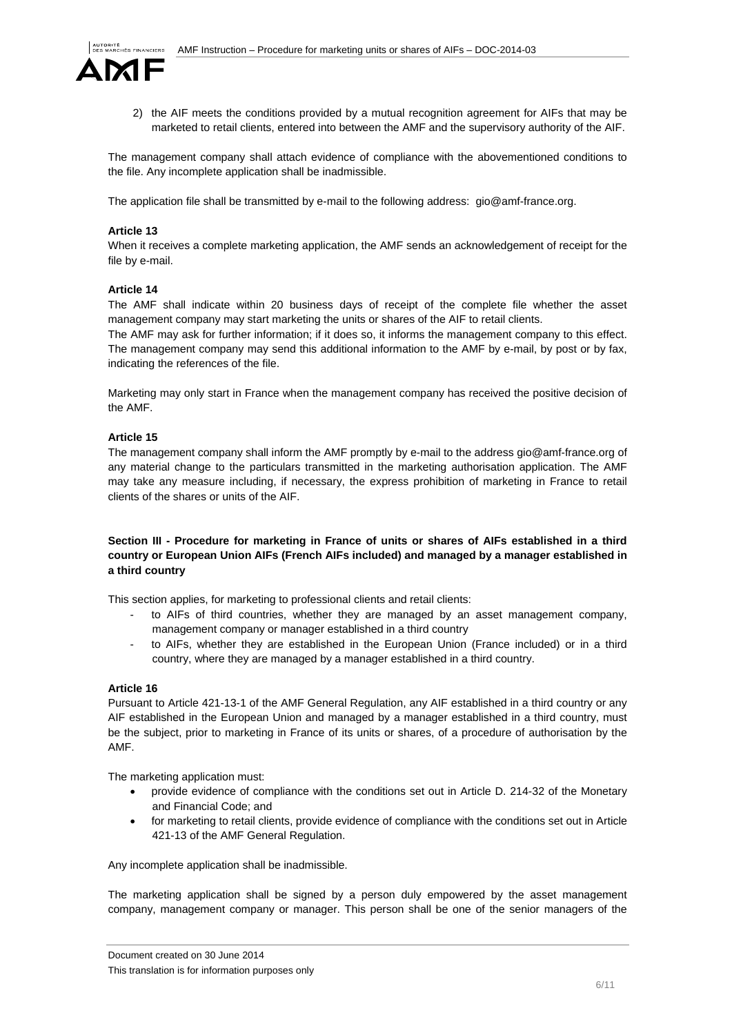2) the AIF meets the conditions provided by a mutual recognition agreement for AIFs that may be marketed to retail clients, entered into between the AMF and the supervisory authority of the AIF.

The management company shall attach evidence of compliance with the abovementioned conditions to the file. Any incomplete application shall be inadmissible.

The application file shall be transmitted by e-mail to the following address: gio@amf-france.org.

**Article 13**

When it receives a complete marketing application, the AMF sends an acknowledgement of receipt for the file by e-mail.

**Article 14**

The AMF shall indicate within 20 business days of receipt of the complete file whether the asset management company may start marketing the units or shares of the AIF to retail clients.

The AMF may ask for further information; if it does so, it informs the management company to this effect. The management company may send this additional information to the AMF by e-mail, by post or by fax, indicating the references of the file.

Marketing may only start in France when the management company has received the positive decision of the AMF.

**Article 15**

The management company shall inform the AMF promptly by e-mail to the address gio@amf-france.org of any material change to the particulars transmitted in the marketing authorisation application. The AMF may take any measure including, if necessary, the express prohibition of marketing in France to retail clients of the shares or units of the AIF.

**Section III - Procedure for marketing in France of units or shares of AIFs established in a third country or European Union AIFs (French AIFs included) and managed by a manager established in a third country**

This section applies, for marketing to professional clients and retail clients:

- to AIFs of third countries, whether they are managed by an asset management company, management company or manager established in a third country
- to AIFs, whether they are established in the European Union (France included) or in a third country, where they are managed by a manager established in a third country.

**Article 16**

Pursuant to Article 421-13-1 of the AMF General Regulation, any AIF established in a third country or any AIF established in the European Union and managed by a manager established in a third country, must be the subject, prior to marketing in France of its units or shares, of a procedure of authorisation by the AMF.

The marketing application must:

- provide evidence of compliance with the conditions set out in Article D. 214-32 of the Monetary and Financial Code; and
- for marketing to retail clients, provide evidence of compliance with the conditions set out in Article 421-13 of the AMF General Regulation.

Any incomplete application shall be inadmissible.

The marketing application shall be signed by a person duly empowered by the asset management company, management company or manager. This person shall be one of the senior managers of the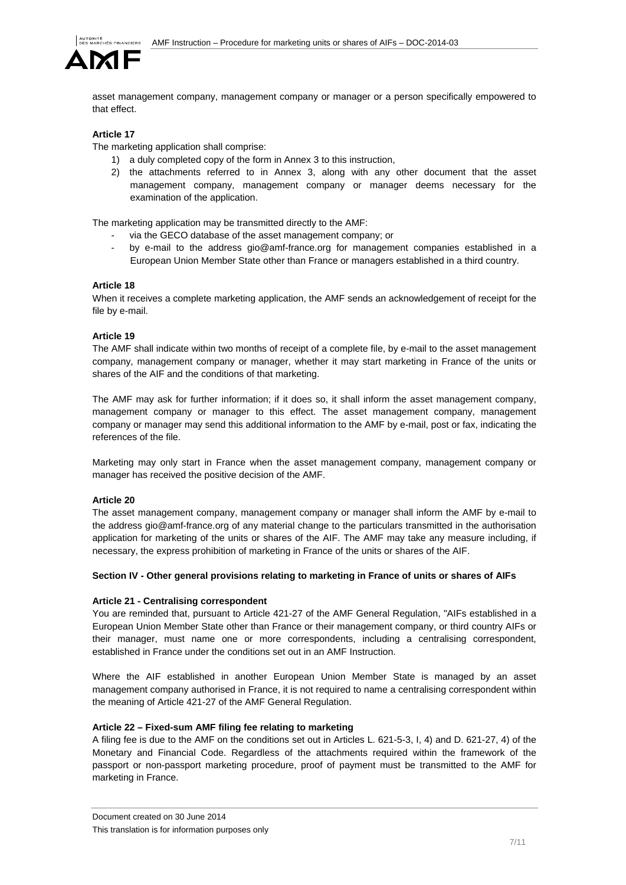asset management company, management company or manager or a person specifically empowered to that effect.

**Article 17**

The marketing application shall comprise:

1) a duly completed copy of the form in Annex 3 to this instruction,
2) the attachments referred to in Annex 3, along with any other document that the asset management company, management company or manager deems necessary for the examination of the application.

The marketing application may be transmitted directly to the AMF:

- via the GECO database of the asset management company; or
- by e-mail to the address gio@amf-france.org for management companies established in a European Union Member State other than France or managers established in a third country.

**Article 18**

When it receives a complete marketing application, the AMF sends an acknowledgement of receipt for the file by e-mail.

**Article 19**

The AMF shall indicate within two months of receipt of a complete file, by e-mail to the asset management company, management company or manager, whether it may start marketing in France of the units or shares of the AIF and the conditions of that marketing.

The AMF may ask for further information; if it does so, it shall inform the asset management company, management company or manager to this effect. The asset management company, management company or manager may send this additional information to the AMF by e-mail, post or fax, indicating the references of the file.

Marketing may only start in France when the asset management company, management company or manager has received the positive decision of the AMF.

**Article 20**

The asset management company, management company or manager shall inform the AMF by e-mail to the address gio@amf-france.org of any material change to the particulars transmitted in the authorisation application for marketing of the units or shares of the AIF. The AMF may take any measure including, if necessary, the express prohibition of marketing in France of the units or shares of the AIF.

**Section IV - Other general provisions relating to marketing in France of units or shares of AIFs**

**Article 21 - Centralising correspondent**

You are reminded that, pursuant to Article 421-27 of the AMF General Regulation, "AIFs established in a European Union Member State other than France or their management company, or third country AIFs or their manager, must name one or more correspondents, including a centralising correspondent, established in France under the conditions set out in an AMF Instruction.

Where the AIF established in another European Union Member State is managed by an asset management company authorised in France, it is not required to name a centralising correspondent within the meaning of Article 421-27 of the AMF General Regulation.

**Article 22 – Fixed-sum AMF filing fee relating to marketing**

A filing fee is due to the AMF on the conditions set out in Articles L. 621-5-3, I, 4) and D. 621-27, 4) of the Monetary and Financial Code. Regardless of the attachments required within the framework of the passport or non-passport marketing procedure, proof of payment must be transmitted to the AMF for marketing in France.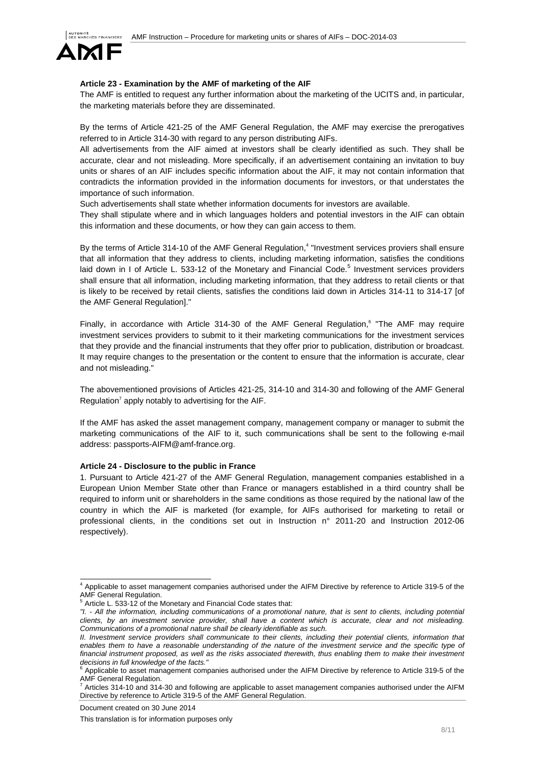**Article 23 - Examination by the AMF of marketing of the AIF**

The AMF is entitled to request any further information about the marketing of the UCITS and, in particular, the marketing materials before they are disseminated.

By the terms of Article 421-25 of the AMF General Regulation, the AMF may exercise the prerogatives referred to in Article 314-30 with regard to any person distributing AIFs.

All advertisements from the AIF aimed at investors shall be clearly identified as such. They shall be accurate, clear and not misleading. More specifically, if an advertisement containing an invitation to buy units or shares of an AIF includes specific information about the AIF, it may not contain information that contradicts the information provided in the information documents for investors, or that understates the importance of such information.

Such advertisements shall state whether information documents for investors are available.

They shall stipulate where and in which languages holders and potential investors in the AIF can obtain this information and these documents, or how they can gain access to them.

By the terms of Article 314-10 of the AMF General Regulation,[4] "Investment services proviers shall ensure that all information that they address to clients, including marketing information, satisfies the conditions laid down in I of Article L. 533-12 of the Monetary and Financial Code.[5] Investment services providers shall ensure that all information, including marketing information, that they address to retail clients or that is likely to be received by retail clients, satisfies the conditions laid down in Articles 314-11 to 314-17 [of the AMF General Regulation]."

Finally, in accordance with Article 314-30 of the AMF General Regulation,[6] "The AMF may require investment services providers to submit to it their marketing communications for the investment services that they provide and the financial instruments that they offer prior to publication, distribution or broadcast. It may require changes to the presentation or the content to ensure that the information is accurate, clear and not misleading."

The abovementioned provisions of Articles 421-25, 314-10 and 314-30 and following of the AMF General Regulation[7] apply notably to advertising for the AIF.

If the AMF has asked the asset management company, management company or manager to submit the marketing communications of the AIF to it, such communications shall be sent to the following e-mail address: passports-AIFM@amf-france.org.

**Article 24 - Disclosure to the public in France**

1. Pursuant to Article 421-27 of the AMF General Regulation, management companies established in a European Union Member State other than France or managers established in a third country shall be required to inform unit or shareholders in the same conditions as those required by the national law of the country in which the AIF is marketed (for example, for AIFs authorised for marketing to retail or professional clients, in the conditions set out in Instruction n° 2011-20 and Instruction 2012-06 respectively).

---

[4] Applicable to asset management companies authorised under the AIFM Directive by reference to Article 319-5 of the AMF General Regulation.

[5] Article L. 533-12 of the Monetary and Financial Code states that:

*"I. - All the information, including communications of a promotional nature, that is sent to clients, including potential clients, by an investment service provider, shall have a content which is accurate, clear and not misleading. Communications of a promotional nature shall be clearly identifiable as such.*

*II. Investment service providers shall communicate to their clients, including their potential clients, information that enables them to have a reasonable understanding of the nature of the investment service and the specific type of financial instrument proposed, as well as the risks associated therewith, thus enabling them to make their investment decisions in full knowledge of the facts."*

[6] Applicable to asset management companies authorised under the AIFM Directive by reference to Article 319-5 of the AMF General Regulation.

[7] Articles 314-10 and 314-30 and following are applicable to asset management companies authorised under the AIFM Directive by reference to Article 319-5 of the AMF General Regulation.

Document created on 30 June 2014

This translation is for information purposes only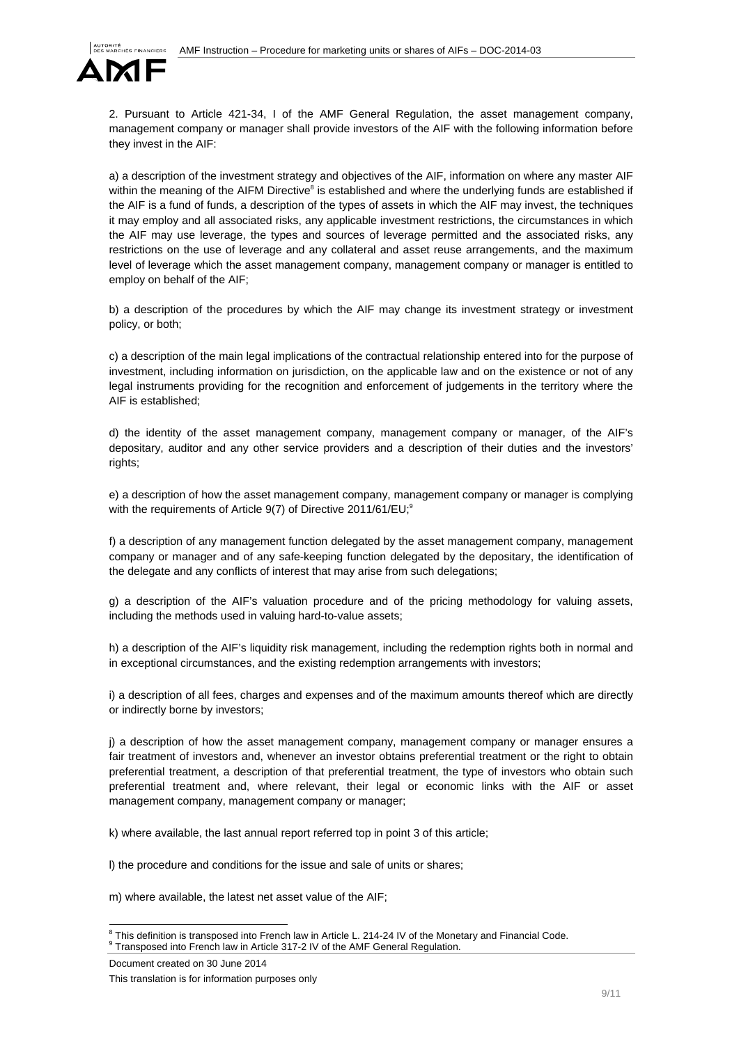2. Pursuant to Article 421-34, I of the AMF General Regulation, the asset management company, management company or manager shall provide investors of the AIF with the following information before they invest in the AIF:

a) a description of the investment strategy and objectives of the AIF, information on where any master AIF within the meaning of the AIFM Directive[8] is established and where the underlying funds are established if the AIF is a fund of funds, a description of the types of assets in which the AIF may invest, the techniques it may employ and all associated risks, any applicable investment restrictions, the circumstances in which the AIF may use leverage, the types and sources of leverage permitted and the associated risks, any restrictions on the use of leverage and any collateral and asset reuse arrangements, and the maximum level of leverage which the asset management company, management company or manager is entitled to employ on behalf of the AIF;

b) a description of the procedures by which the AIF may change its investment strategy or investment policy, or both;

c) a description of the main legal implications of the contractual relationship entered into for the purpose of investment, including information on jurisdiction, on the applicable law and on the existence or not of any legal instruments providing for the recognition and enforcement of judgements in the territory where the AIF is established;

d) the identity of the asset management company, management company or manager, of the AIF's depositary, auditor and any other service providers and a description of their duties and the investors' rights;

e) a description of how the asset management company, management company or manager is complying with the requirements of Article 9(7) of Directive 2011/61/EU;[9]

f) a description of any management function delegated by the asset management company, management company or manager and of any safe-keeping function delegated by the depositary, the identification of the delegate and any conflicts of interest that may arise from such delegations;

g) a description of the AIF's valuation procedure and of the pricing methodology for valuing assets, including the methods used in valuing hard-to-value assets;

h) a description of the AIF's liquidity risk management, including the redemption rights both in normal and in exceptional circumstances, and the existing redemption arrangements with investors;

i) a description of all fees, charges and expenses and of the maximum amounts thereof which are directly or indirectly borne by investors;

j) a description of how the asset management company, management company or manager ensures a fair treatment of investors and, whenever an investor obtains preferential treatment or the right to obtain preferential treatment, a description of that preferential treatment, the type of investors who obtain such preferential treatment and, where relevant, their legal or economic links with the AIF or asset management company, management company or manager;

k) where available, the last annual report referred top in point 3 of this article;

l) the procedure and conditions for the issue and sale of units or shares;

m) where available, the latest net asset value of the AIF;

[8] This definition is transposed into French law in Article L. 214-24 IV of the Monetary and Financial Code.
[9] Transposed into French law in Article 317-2 IV of the AMF General Regulation.

Document created on 30 June 2014

This translation is for information purposes only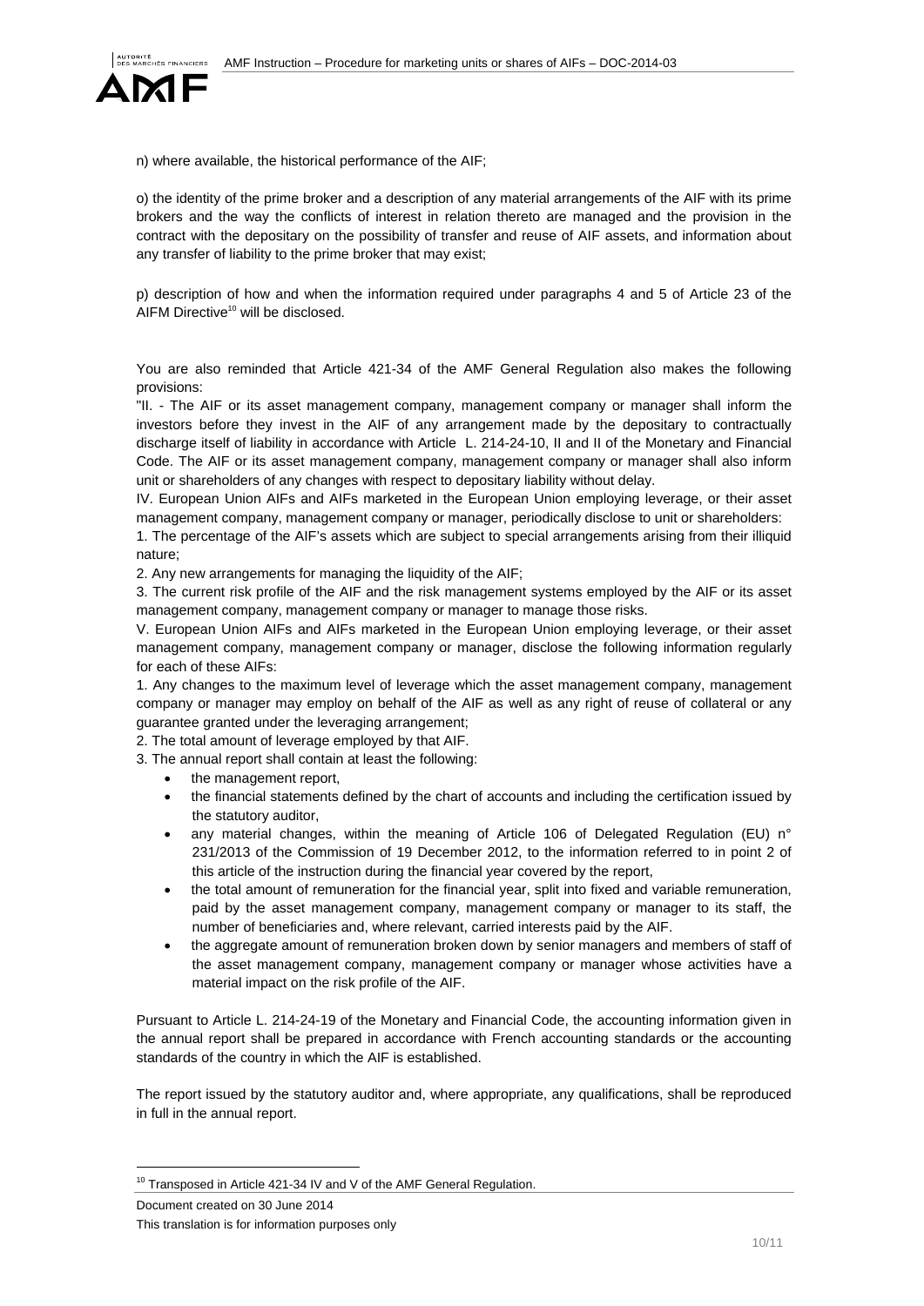n) where available, the historical performance of the AIF;

o) the identity of the prime broker and a description of any material arrangements of the AIF with its prime brokers and the way the conflicts of interest in relation thereto are managed and the provision in the contract with the depositary on the possibility of transfer and reuse of AIF assets, and information about any transfer of liability to the prime broker that may exist;

p) description of how and when the information required under paragraphs 4 and 5 of Article 23 of the AIFM Directive[10] will be disclosed.

You are also reminded that Article 421-34 of the AMF General Regulation also makes the following provisions:

"II. - The AIF or its asset management company, management company or manager shall inform the investors before they invest in the AIF of any arrangement made by the depositary to contractually discharge itself of liability in accordance with Article L. 214-24-10, II and II of the Monetary and Financial Code. The AIF or its asset management company, management company or manager shall also inform unit or shareholders of any changes with respect to depositary liability without delay.

IV. European Union AIFs and AIFs marketed in the European Union employing leverage, or their asset management company, management company or manager, periodically disclose to unit or shareholders:

1. The percentage of the AIF's assets which are subject to special arrangements arising from their illiquid nature;

2. Any new arrangements for managing the liquidity of the AIF;

3. The current risk profile of the AIF and the risk management systems employed by the AIF or its asset management company, management company or manager to manage those risks.

V. European Union AIFs and AIFs marketed in the European Union employing leverage, or their asset management company, management company or manager, disclose the following information regularly for each of these AIFs:

1. Any changes to the maximum level of leverage which the asset management company, management company or manager may employ on behalf of the AIF as well as any right of reuse of collateral or any guarantee granted under the leveraging arrangement;

2. The total amount of leverage employed by that AIF.

3. The annual report shall contain at least the following:

- the management report,
- the financial statements defined by the chart of accounts and including the certification issued by the statutory auditor,
- any material changes, within the meaning of Article 106 of Delegated Regulation (EU) n° 231/2013 of the Commission of 19 December 2012, to the information referred to in point 2 of this article of the instruction during the financial year covered by the report,
- the total amount of remuneration for the financial year, split into fixed and variable remuneration, paid by the asset management company, management company or manager to its staff, the number of beneficiaries and, where relevant, carried interests paid by the AIF.
- the aggregate amount of remuneration broken down by senior managers and members of staff of the asset management company, management company or manager whose activities have a material impact on the risk profile of the AIF.

Pursuant to Article L. 214-24-19 of the Monetary and Financial Code, the accounting information given in the annual report shall be prepared in accordance with French accounting standards or the accounting standards of the country in which the AIF is established.

The report issued by the statutory auditor and, where appropriate, any qualifications, shall be reproduced in full in the annual report.

[10] Transposed in Article 421-34 IV and V of the AMF General Regulation.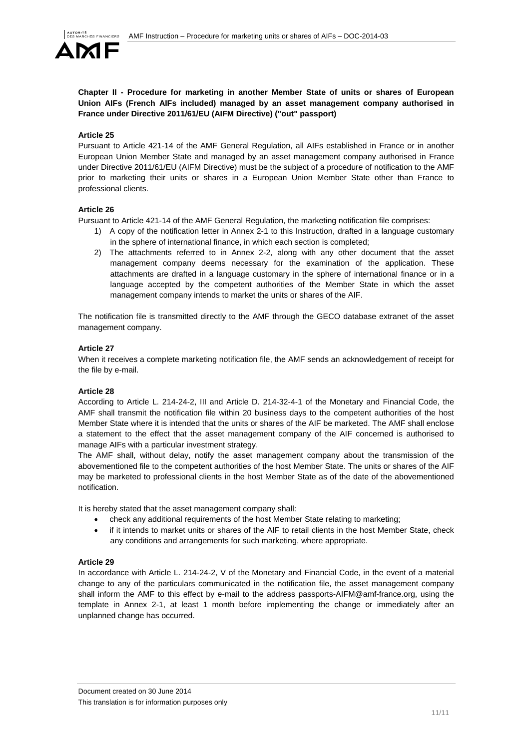**Chapter II - Procedure for marketing in another Member State of units or shares of European Union AIFs (French AIFs included) managed by an asset management company authorised in France under Directive 2011/61/EU (AIFM Directive) ("out" passport)**

**Article 25**

Pursuant to Article 421-14 of the AMF General Regulation, all AIFs established in France or in another European Union Member State and managed by an asset management company authorised in France under Directive 2011/61/EU (AIFM Directive) must be the subject of a procedure of notification to the AMF prior to marketing their units or shares in a European Union Member State other than France to professional clients.

**Article 26**

Pursuant to Article 421-14 of the AMF General Regulation, the marketing notification file comprises:

1) A copy of the notification letter in Annex 2-1 to this Instruction, drafted in a language customary in the sphere of international finance, in which each section is completed;
2) The attachments referred to in Annex 2-2, along with any other document that the asset management company deems necessary for the examination of the application. These attachments are drafted in a language customary in the sphere of international finance or in a language accepted by the competent authorities of the Member State in which the asset management company intends to market the units or shares of the AIF.

The notification file is transmitted directly to the AMF through the GECO database extranet of the asset management company.

**Article 27**

When it receives a complete marketing notification file, the AMF sends an acknowledgement of receipt for the file by e-mail.

**Article 28**

According to Article L. 214-24-2, III and Article D. 214-32-4-1 of the Monetary and Financial Code, the AMF shall transmit the notification file within 20 business days to the competent authorities of the host Member State where it is intended that the units or shares of the AIF be marketed. The AMF shall enclose a statement to the effect that the asset management company of the AIF concerned is authorised to manage AIFs with a particular investment strategy.

The AMF shall, without delay, notify the asset management company about the transmission of the abovementioned file to the competent authorities of the host Member State. The units or shares of the AIF may be marketed to professional clients in the host Member State as of the date of the abovementioned notification.

It is hereby stated that the asset management company shall:

- check any additional requirements of the host Member State relating to marketing;
- if it intends to market units or shares of the AIF to retail clients in the host Member State, check any conditions and arrangements for such marketing, where appropriate.

**Article 29**

In accordance with Article L. 214-24-2, V of the Monetary and Financial Code, in the event of a material change to any of the particulars communicated in the notification file, the asset management company shall inform the AMF to this effect by e-mail to the address passports-AIFM@amf-france.org, using the template in Annex 2-1, at least 1 month before implementing the change or immediately after an unplanned change has occurred.

Document created on 30 June 2014

This translation is for information purposes only